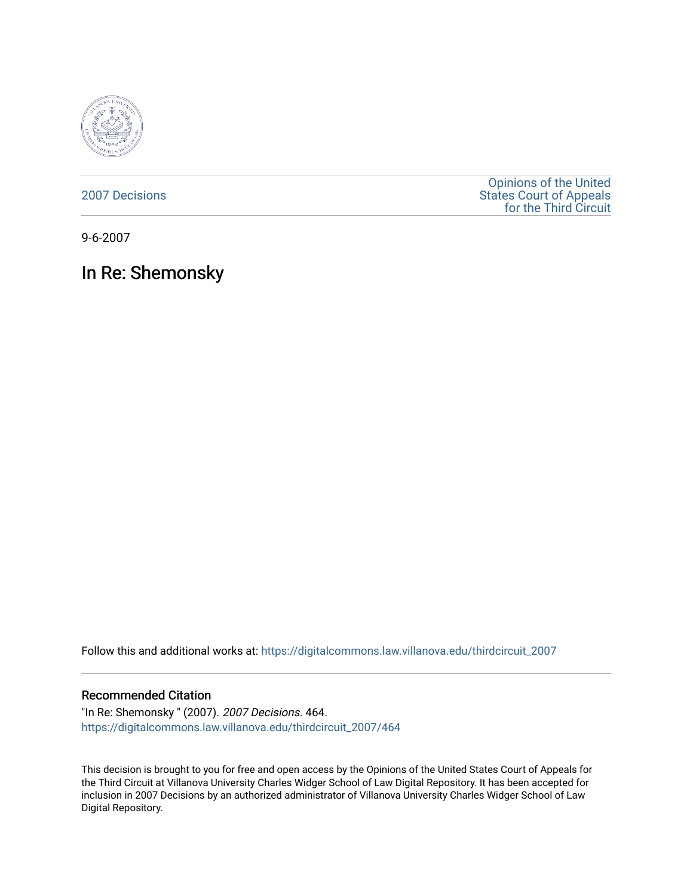2007 Decisions

Opinions of the United States Court of Appeals for the Third Circuit

9-6-2007

# In Re: Shemonsky

Follow this and additional works at: https://digitalcommons.law.villanova.edu/thirdcircuit_2007

## Recommended Citation

"In Re: Shemonsky " (2007). *2007 Decisions*. 464.
https://digitalcommons.law.villanova.edu/thirdcircuit_2007/464

This decision is brought to you for free and open access by the Opinions of the United States Court of Appeals for the Third Circuit at Villanova University Charles Widger School of Law Digital Repository. It has been accepted for inclusion in 2007 Decisions by an authorized administrator of Villanova University Charles Widger School of Law Digital Repository.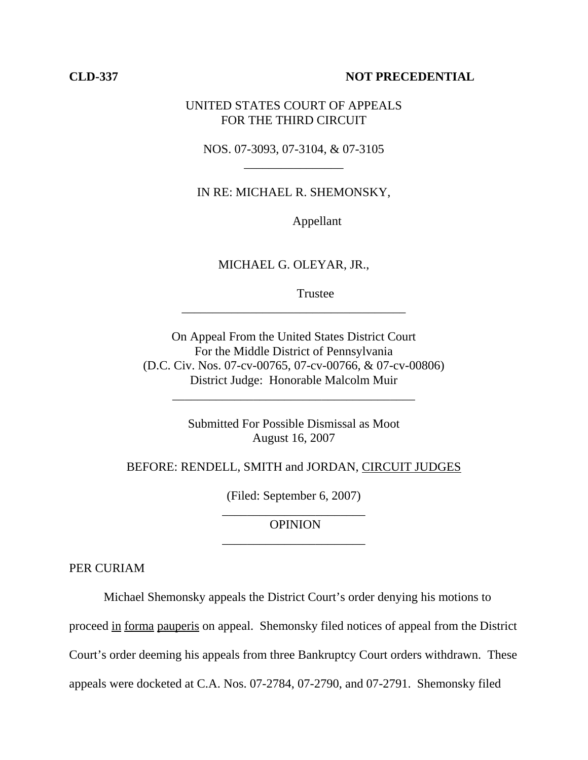**CLD-337** **NOT PRECEDENTIAL**

UNITED STATES COURT OF APPEALS
FOR THE THIRD CIRCUIT

NOS. 07-3093, 07-3104, & 07-3105

---

IN RE: MICHAEL R. SHEMONSKY,

Appellant

MICHAEL G. OLEYAR, JR.,

Trustee

---

On Appeal From the United States District Court
For the Middle District of Pennsylvania
(D.C. Civ. Nos. 07-cv-00765, 07-cv-00766, & 07-cv-00806)
District Judge: Honorable Malcolm Muir

---

Submitted For Possible Dismissal as Moot
August 16, 2007

BEFORE: RENDELL, SMITH and JORDAN, CIRCUIT JUDGES

(Filed: September 6, 2007)

---

OPINION

---

PER CURIAM

Michael Shemonsky appeals the District Court's order denying his motions to proceed in forma pauperis on appeal. Shemonsky filed notices of appeal from the District Court's order deeming his appeals from three Bankruptcy Court orders withdrawn. These appeals were docketed at C.A. Nos. 07-2784, 07-2790, and 07-2791. Shemonsky filed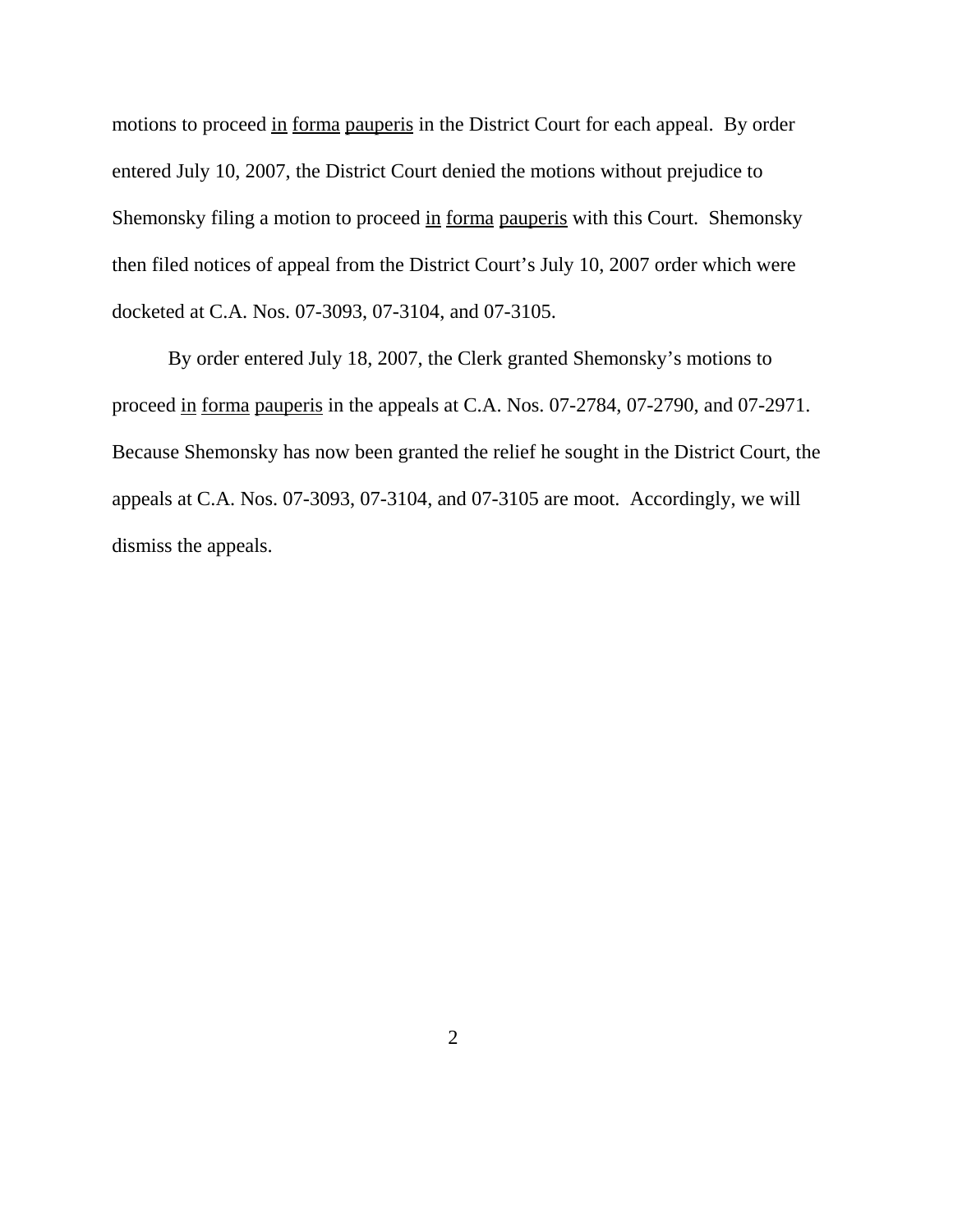motions to proceed in forma pauperis in the District Court for each appeal. By order entered July 10, 2007, the District Court denied the motions without prejudice to Shemonsky filing a motion to proceed in forma pauperis with this Court. Shemonsky then filed notices of appeal from the District Court's July 10, 2007 order which were docketed at C.A. Nos. 07-3093, 07-3104, and 07-3105.

By order entered July 18, 2007, the Clerk granted Shemonsky's motions to proceed in forma pauperis in the appeals at C.A. Nos. 07-2784, 07-2790, and 07-2971. Because Shemonsky has now been granted the relief he sought in the District Court, the appeals at C.A. Nos. 07-3093, 07-3104, and 07-3105 are moot. Accordingly, we will dismiss the appeals.